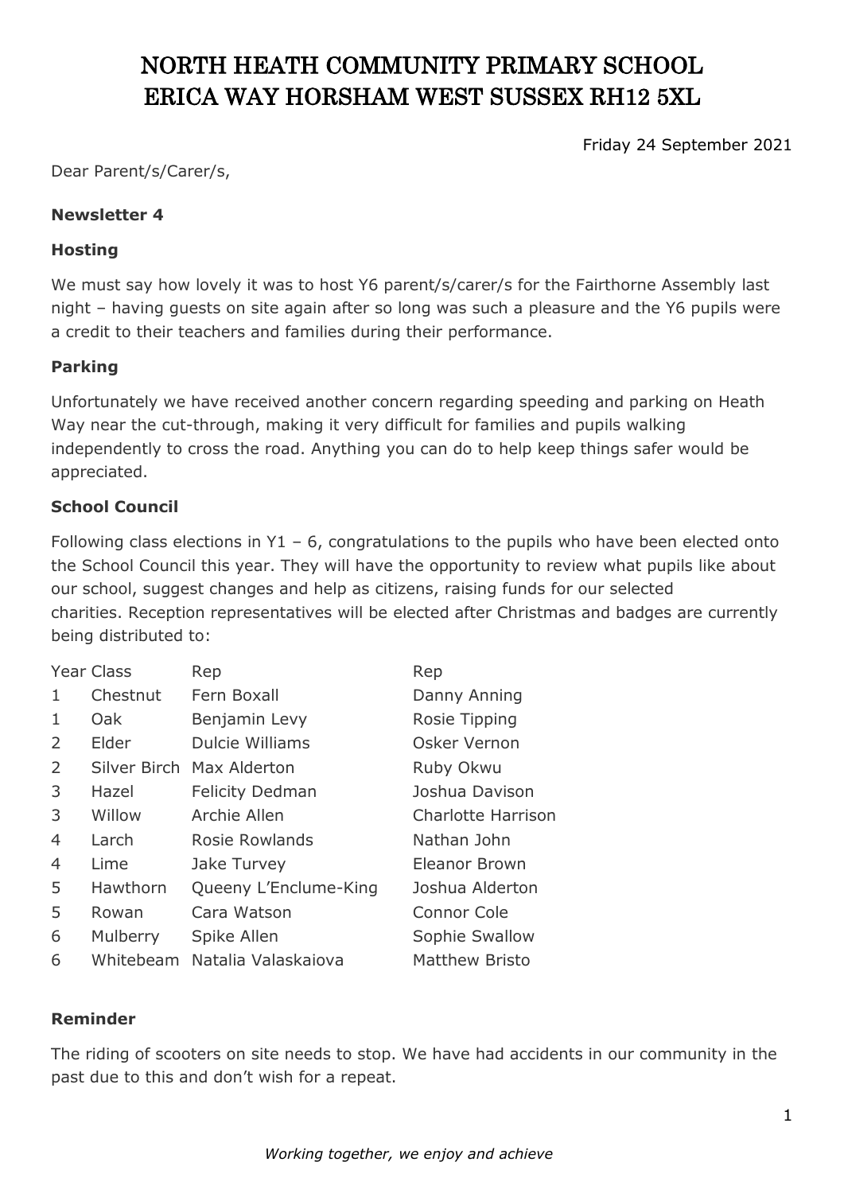# NORTH HEATH COMMUNITY PRIMARY SCHOOL
# ERICA WAY HORSHAM WEST SUSSEX RH12 5XL

Friday 24 September 2021

Dear Parent/s/Carer/s,

**Newsletter 4**

**Hosting**

We must say how lovely it was to host Y6 parent/s/carer/s for the Fairthorne Assembly last night – having guests on site again after so long was such a pleasure and the Y6 pupils were a credit to their teachers and families during their performance.

**Parking**

Unfortunately we have received another concern regarding speeding and parking on Heath Way near the cut-through, making it very difficult for families and pupils walking independently to cross the road. Anything you can do to help keep things safer would be appreciated.

**School Council**

Following class elections in Y1 – 6, congratulations to the pupils who have been elected onto the School Council this year. They will have the opportunity to review what pupils like about our school, suggest changes and help as citizens, raising funds for our selected charities. Reception representatives will be elected after Christmas and badges are currently being distributed to:

| Year | Class | Rep | Rep |
|---|---|---|---|
| 1 | Chestnut | Fern Boxall | Danny Anning |
| 1 | Oak | Benjamin Levy | Rosie Tipping |
| 2 | Elder | Dulcie Williams | Osker Vernon |
| 2 | Silver Birch | Max Alderton | Ruby Okwu |
| 3 | Hazel | Felicity Dedman | Joshua Davison |
| 3 | Willow | Archie Allen | Charlotte Harrison |
| 4 | Larch | Rosie Rowlands | Nathan John |
| 4 | Lime | Jake Turvey | Eleanor Brown |
| 5 | Hawthorn | Queeny L'Enclume-King | Joshua Alderton |
| 5 | Rowan | Cara Watson | Connor Cole |
| 6 | Mulberry | Spike Allen | Sophie Swallow |
| 6 | Whitebeam | Natalia Valaskaiova | Matthew Bristo |

**Reminder**

The riding of scooters on site needs to stop. We have had accidents in our community in the past due to this and don't wish for a repeat.

*Working together, we enjoy and achieve*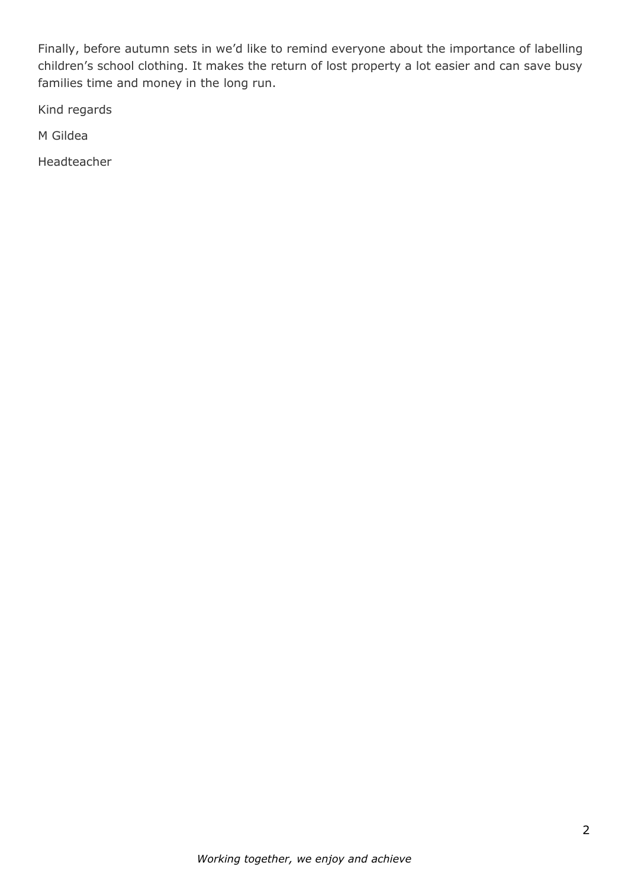Finally, before autumn sets in we'd like to remind everyone about the importance of labelling children's school clothing. It makes the return of lost property a lot easier and can save busy families time and money in the long run.

Kind regards

M Gildea

Headteacher